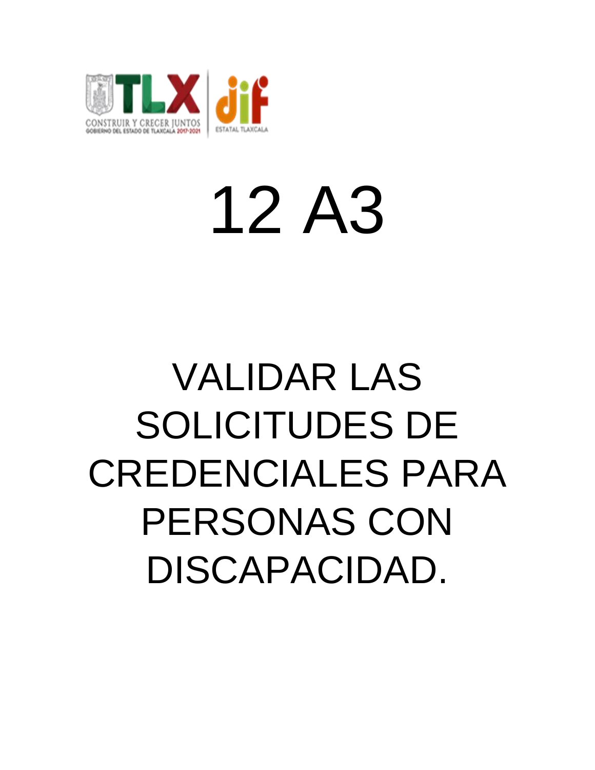CONSTRUIR Y CRECER JUNTOS
GOBIERNO DEL ESTADO DE TLAXCALA 2017-2021

ESTATAL TLAXCALA

# 12 A3

# VALIDAR LAS SOLICITUDES DE CREDENCIALES PARA PERSONAS CON DISCAPACIDAD.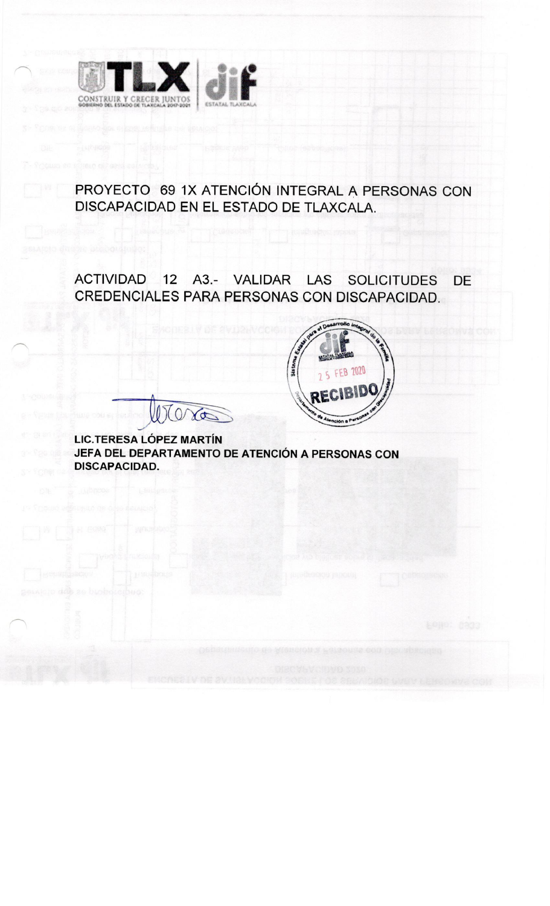PROYECTO 69 1X ATENCIÓN INTEGRAL A PERSONAS CON DISCAPACIDAD EN EL ESTADO DE TLAXCALA.

ACTIVIDAD 12 A3.- VALIDAR LAS SOLICITUDES DE CREDENCIALES PARA PERSONAS CON DISCAPACIDAD.

Sistema Estatal para el Desarrollo Integral de la Familia
DIF ESTATAL TLAXCALA
25 FEB 2020
RECIBIDO
Departamento de Atención a Personas con Discapacidad

**LIC.TERESA LÓPEZ MARTÍN**
**JEFA DEL DEPARTAMENTO DE ATENCIÓN A PERSONAS CON DISCAPACIDAD.**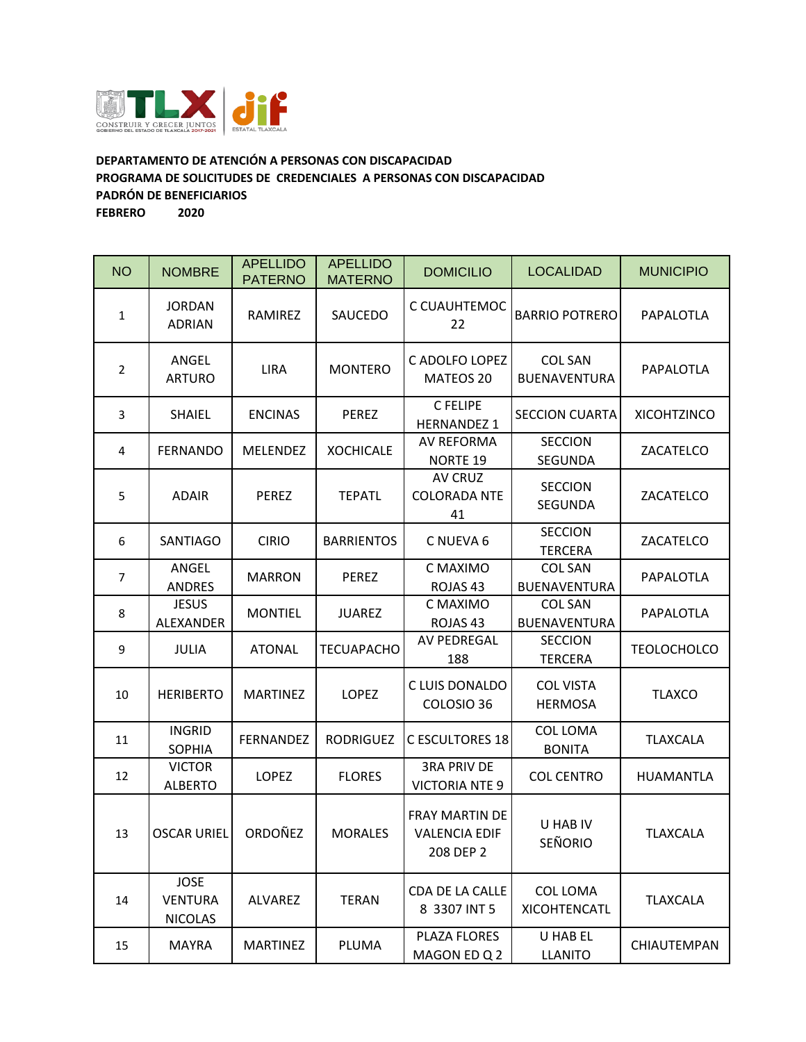**DEPARTAMENTO DE ATENCIÓN A PERSONAS CON DISCAPACIDAD**
**PROGRAMA DE SOLICITUDES DE CREDENCIALES A PERSONAS CON DISCAPACIDAD**
**PADRÓN DE BENEFICIARIOS**
**FEBRERO 2020**

| NO | NOMBRE | APELLIDO PATERNO | APELLIDO MATERNO | DOMICILIO | LOCALIDAD | MUNICIPIO |
|---|---|---|---|---|---|---|
| 1 | JORDAN ADRIAN | RAMIREZ | SAUCEDO | C CUAUHTEMOC 22 | BARRIO POTRERO | PAPALOTLA |
| 2 | ANGEL ARTURO | LIRA | MONTERO | C ADOLFO LOPEZ MATEOS 20 | COL SAN BUENAVENTURA | PAPALOTLA |
| 3 | SHAIEL | ENCINAS | PEREZ | C FELIPE HERNANDEZ 1 | SECCION CUARTA | XICOHTZINCO |
| 4 | FERNANDO | MELENDEZ | XOCHICALE | AV REFORMA NORTE 19 | SECCION SEGUNDA | ZACATELCO |
| 5 | ADAIR | PEREZ | TEPATL | AV CRUZ COLORADA NTE 41 | SECCION SEGUNDA | ZACATELCO |
| 6 | SANTIAGO | CIRIO | BARRIENTOS | C NUEVA 6 | SECCION TERCERA | ZACATELCO |
| 7 | ANGEL ANDRES | MARRON | PEREZ | C MAXIMO ROJAS 43 | COL SAN BUENAVENTURA | PAPALOTLA |
| 8 | JESUS ALEXANDER | MONTIEL | JUAREZ | C MAXIMO ROJAS 43 | COL SAN BUENAVENTURA | PAPALOTLA |
| 9 | JULIA | ATONAL | TECUAPACHO | AV PEDREGAL 188 | SECCION TERCERA | TEOLOCHOLCO |
| 10 | HERIBERTO | MARTINEZ | LOPEZ | C LUIS DONALDO COLOSIO 36 | COL VISTA HERMOSA | TLAXCO |
| 11 | INGRID SOPHIA | FERNANDEZ | RODRIGUEZ | C ESCULTORES 18 | COL LOMA BONITA | TLAXCALA |
| 12 | VICTOR ALBERTO | LOPEZ | FLORES | 3RA PRIV DE VICTORIA NTE 9 | COL CENTRO | HUAMANTLA |
| 13 | OSCAR URIEL | ORDOÑEZ | MORALES | FRAY MARTIN DE VALENCIA EDIF 208 DEP 2 | U HAB IV SEÑORIO | TLAXCALA |
| 14 | JOSE VENTURA NICOLAS | ALVAREZ | TERAN | CDA DE LA CALLE 8 3307 INT 5 | COL LOMA XICOHTENCATL | TLAXCALA |
| 15 | MAYRA | MARTINEZ | PLUMA | PLAZA FLORES MAGON ED Q 2 | U HAB EL LLANITO | CHIAUTEMPAN |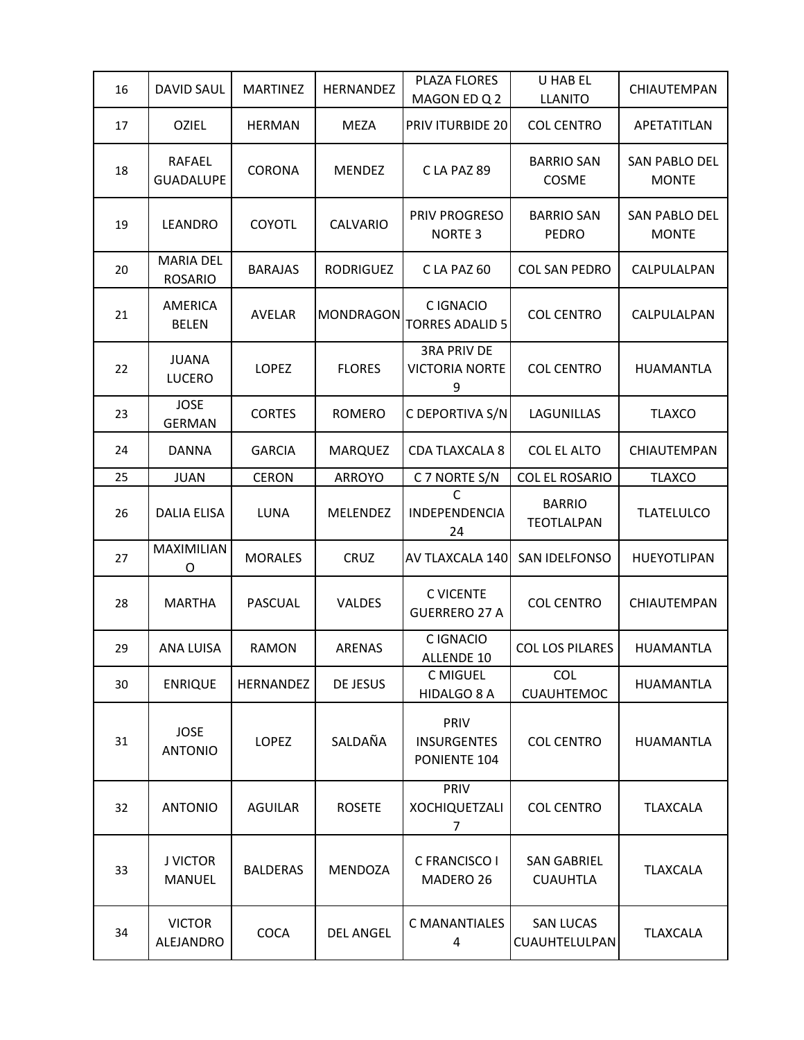| 16 | DAVID SAUL | MARTINEZ | HERNANDEZ | PLAZA FLORES MAGON ED Q 2 | U HAB EL LLANITO | CHIAUTEMPAN |
|---|---|---|---|---|---|---|
| 17 | OZIEL | HERMAN | MEZA | PRIV ITURBIDE 20 | COL CENTRO | APETATITLAN |
| 18 | RAFAEL GUADALUPE | CORONA | MENDEZ | C LA PAZ 89 | BARRIO SAN COSME | SAN PABLO DEL MONTE |
| 19 | LEANDRO | COYOTL | CALVARIO | PRIV PROGRESO NORTE 3 | BARRIO SAN PEDRO | SAN PABLO DEL MONTE |
| 20 | MARIA DEL ROSARIO | BARAJAS | RODRIGUEZ | C LA PAZ 60 | COL SAN PEDRO | CALPULALPAN |
| 21 | AMERICA BELEN | AVELAR | MONDRAGON | C IGNACIO TORRES ADALID 5 | COL CENTRO | CALPULALPAN |
| 22 | JUANA LUCERO | LOPEZ | FLORES | 3RA PRIV DE VICTORIA NORTE 9 | COL CENTRO | HUAMANTLA |
| 23 | JOSE GERMAN | CORTES | ROMERO | C DEPORTIVA S/N | LAGUNILLAS | TLAXCO |
| 24 | DANNA | GARCIA | MARQUEZ | CDA TLAXCALA 8 | COL EL ALTO | CHIAUTEMPAN |
| 25 | JUAN | CERON | ARROYO | C 7 NORTE S/N | COL EL ROSARIO | TLAXCO |
| 26 | DALIA ELISA | LUNA | MELENDEZ | C INDEPENDENCIA 24 | BARRIO TEOTLALPAN | TLATELULCO |
| 27 | MAXIMILIANO | MORALES | CRUZ | AV TLAXCALA 140 | SAN IDELFONSO | HUEYOTLIPAN |
| 28 | MARTHA | PASCUAL | VALDES | C VICENTE GUERRERO 27 A | COL CENTRO | CHIAUTEMPAN |
| 29 | ANA LUISA | RAMON | ARENAS | C IGNACIO ALLENDE 10 | COL LOS PILARES | HUAMANTLA |
| 30 | ENRIQUE | HERNANDEZ | DE JESUS | C MIGUEL HIDALGO 8 A | COL CUAUHTEMOC | HUAMANTLA |
| 31 | JOSE ANTONIO | LOPEZ | SALDAÑA | PRIV INSURGENTES PONIENTE 104 | COL CENTRO | HUAMANTLA |
| 32 | ANTONIO | AGUILAR | ROSETE | PRIV XOCHIQUETZALI 7 | COL CENTRO | TLAXCALA |
| 33 | J VICTOR MANUEL | BALDERAS | MENDOZA | C FRANCISCO I MADERO 26 | SAN GABRIEL CUAUHTLA | TLAXCALA |
| 34 | VICTOR ALEJANDRO | COCA | DEL ANGEL | C MANANTIALES 4 | SAN LUCAS CUAUHTELULPAN | TLAXCALA |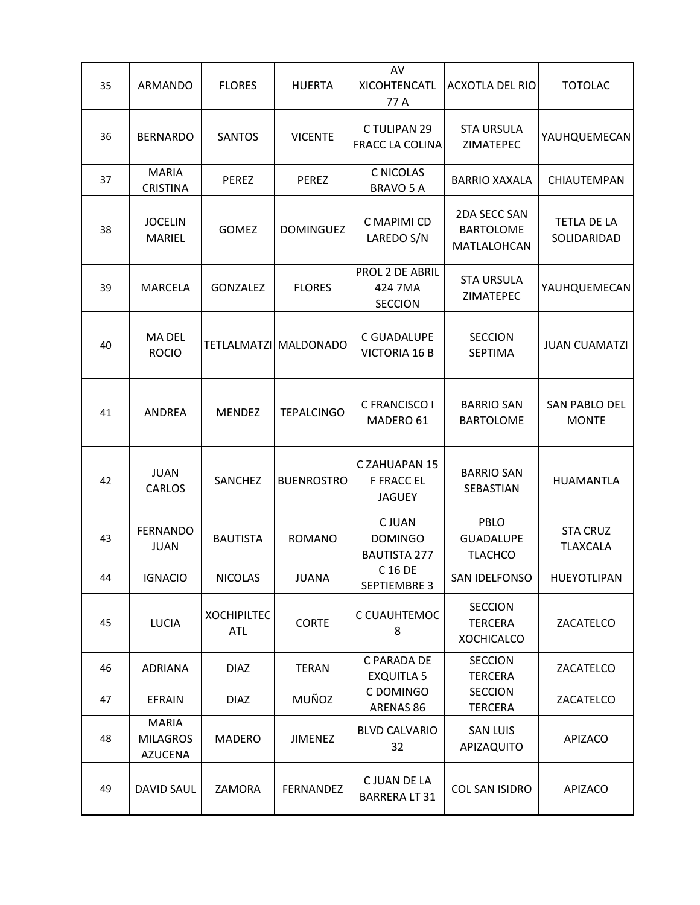| 35 | ARMANDO | FLORES | HUERTA | AV XICOHTENCATL 77 A | ACXOTLA DEL RIO | TOTOLAC |
|---|---|---|---|---|---|---|
| 36 | BERNARDO | SANTOS | VICENTE | C TULIPAN 29 FRACC LA COLINA | STA URSULA ZIMATEPEC | YAUHQUEMECAN |
| 37 | MARIA CRISTINA | PEREZ | PEREZ | C NICOLAS BRAVO 5 A | BARRIO XAXALA | CHIAUTEMPAN |
| 38 | JOCELIN MARIEL | GOMEZ | DOMINGUEZ | C MAPIMI CD LAREDO S/N | 2DA SECC SAN BARTOLOME MATLALOHCAN | TETLA DE LA SOLIDARIDAD |
| 39 | MARCELA | GONZALEZ | FLORES | PROL 2 DE ABRIL 424 7MA SECCION | STA URSULA ZIMATEPEC | YAUHQUEMECAN |
| 40 | MA DEL ROCIO | TETLALMATZI | MALDONADO | C GUADALUPE VICTORIA 16 B | SECCION SEPTIMA | JUAN CUAMATZI |
| 41 | ANDREA | MENDEZ | TEPALCINGO | C FRANCISCO I MADERO 61 | BARRIO SAN BARTOLOME | SAN PABLO DEL MONTE |
| 42 | JUAN CARLOS | SANCHEZ | BUENROSTRO | C ZAHUAPAN 15 F FRACC EL JAGUEY | BARRIO SAN SEBASTIAN | HUAMANTLA |
| 43 | FERNANDO JUAN | BAUTISTA | ROMANO | C JUAN DOMINGO BAUTISTA 277 | PBLO GUADALUPE TLACHCO | STA CRUZ TLAXCALA |
| 44 | IGNACIO | NICOLAS | JUANA | C 16 DE SEPTIEMBRE 3 | SAN IDELFONSO | HUEYOTLIPAN |
| 45 | LUCIA | XOCHIPILTECATL | CORTE | C CUAUHTEMOC 8 | SECCION TERCERA XOCHICALCO | ZACATELCO |
| 46 | ADRIANA | DIAZ | TERAN | C PARADA DE EXQUITLA 5 | SECCION TERCERA | ZACATELCO |
| 47 | EFRAIN | DIAZ | MUÑOZ | C DOMINGO ARENAS 86 | SECCION TERCERA | ZACATELCO |
| 48 | MARIA MILAGROS AZUCENA | MADERO | JIMENEZ | BLVD CALVARIO 32 | SAN LUIS APIZAQUITO | APIZACO |
| 49 | DAVID SAUL | ZAMORA | FERNANDEZ | C JUAN DE LA BARRERA LT 31 | COL SAN ISIDRO | APIZACO |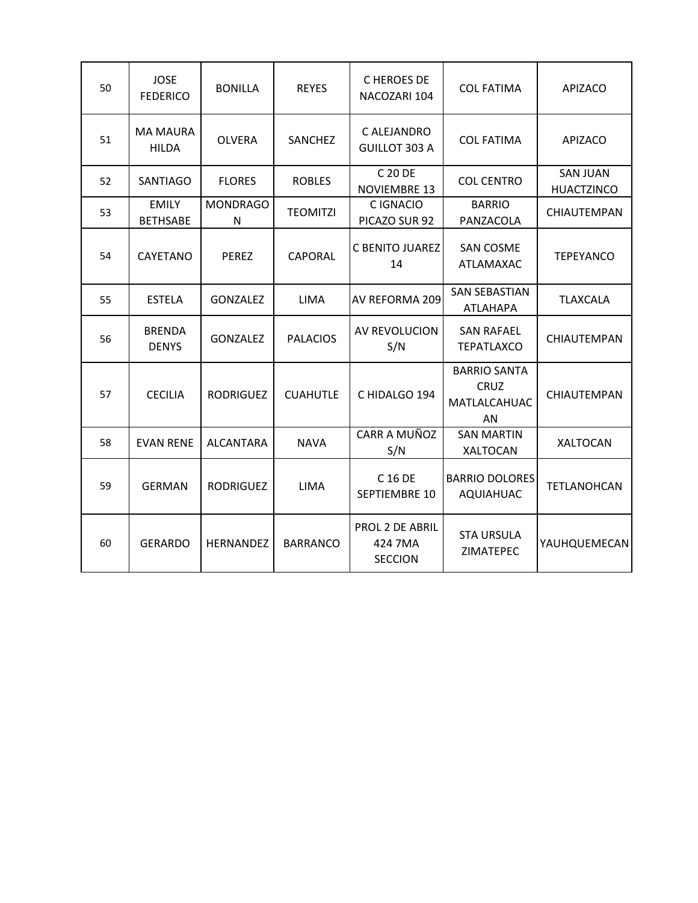| 50 | JOSE FEDERICO | BONILLA | REYES | C HEROES DE NACOZARI 104 | COL FATIMA | APIZACO |
|---|---|---|---|---|---|---|
| 51 | MA MAURA HILDA | OLVERA | SANCHEZ | C ALEJANDRO GUILLOT 303 A | COL FATIMA | APIZACO |
| 52 | SANTIAGO | FLORES | ROBLES | C 20 DE NOVIEMBRE 13 | COL CENTRO | SAN JUAN HUACTZINCO |
| 53 | EMILY BETHSABE | MONDRAGON | TEOMITZI | C IGNACIO PICAZO SUR 92 | BARRIO PANZACOLA | CHIAUTEMPAN |
| 54 | CAYETANO | PEREZ | CAPORAL | C BENITO JUAREZ 14 | SAN COSME ATLAMAXAC | TEPEYANCO |
| 55 | ESTELA | GONZALEZ | LIMA | AV REFORMA 209 | SAN SEBASTIAN ATLAHAPA | TLAXCALA |
| 56 | BRENDA DENYS | GONZALEZ | PALACIOS | AV REVOLUCION S/N | SAN RAFAEL TEPATLAXCO | CHIAUTEMPAN |
| 57 | CECILIA | RODRIGUEZ | CUAHUTLE | C HIDALGO 194 | BARRIO SANTA CRUZ MATLALCAHUACAN | CHIAUTEMPAN |
| 58 | EVAN RENE | ALCANTARA | NAVA | CARR A MUÑOZ S/N | SAN MARTIN XALTOCAN | XALTOCAN |
| 59 | GERMAN | RODRIGUEZ | LIMA | C 16 DE SEPTIEMBRE 10 | BARRIO DOLORES AQUIAHUAC | TETLANOHCAN |
| 60 | GERARDO | HERNANDEZ | BARRANCO | PROL 2 DE ABRIL 424 7MA SECCION | STA URSULA ZIMATEPEC | YAUHQUEMECAN |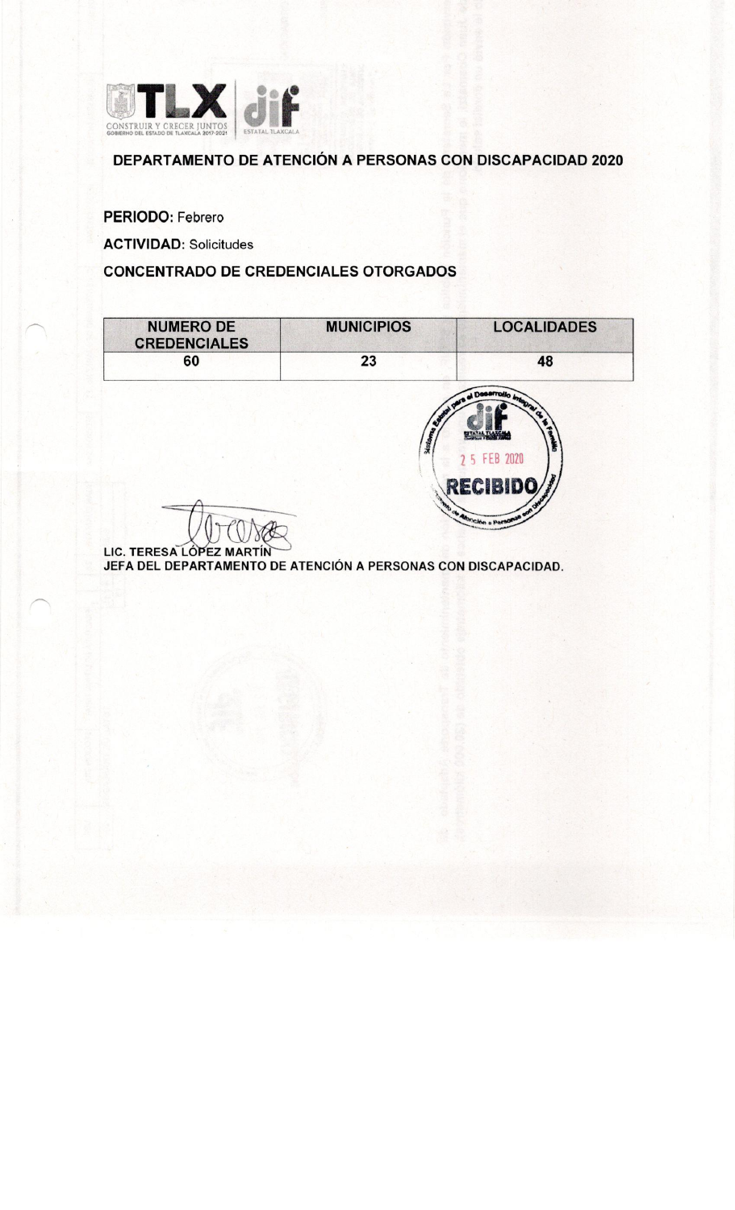TLX | dif

CONSTRUIR Y CRECER JUNTOS
GOBIERNO DEL ESTADO DE TLAXCALA 2017-2021

ESTATAL TLAXCALA

## DEPARTAMENTO DE ATENCIÓN A PERSONAS CON DISCAPACIDAD 2020

**PERIODO:** Febrero

**ACTIVIDAD:** Solicitudes

**CONCENTRADO DE CREDENCIALES OTORGADOS**

| NUMERO DE CREDENCIALES | MUNICIPIOS | LOCALIDADES |
|---|---|---|
| 60 | 23 | 48 |

Sistema Estatal para el Desarrollo Integral de la Familia
dif ESTATAL TLAXCALA
25 FEB 2020
RECIBIDO
Departamento de Atención a Personas con Discapacidad

LIC. TERESA LÓPEZ MARTÍN
JEFA DEL DEPARTAMENTO DE ATENCIÓN A PERSONAS CON DISCAPACIDAD.